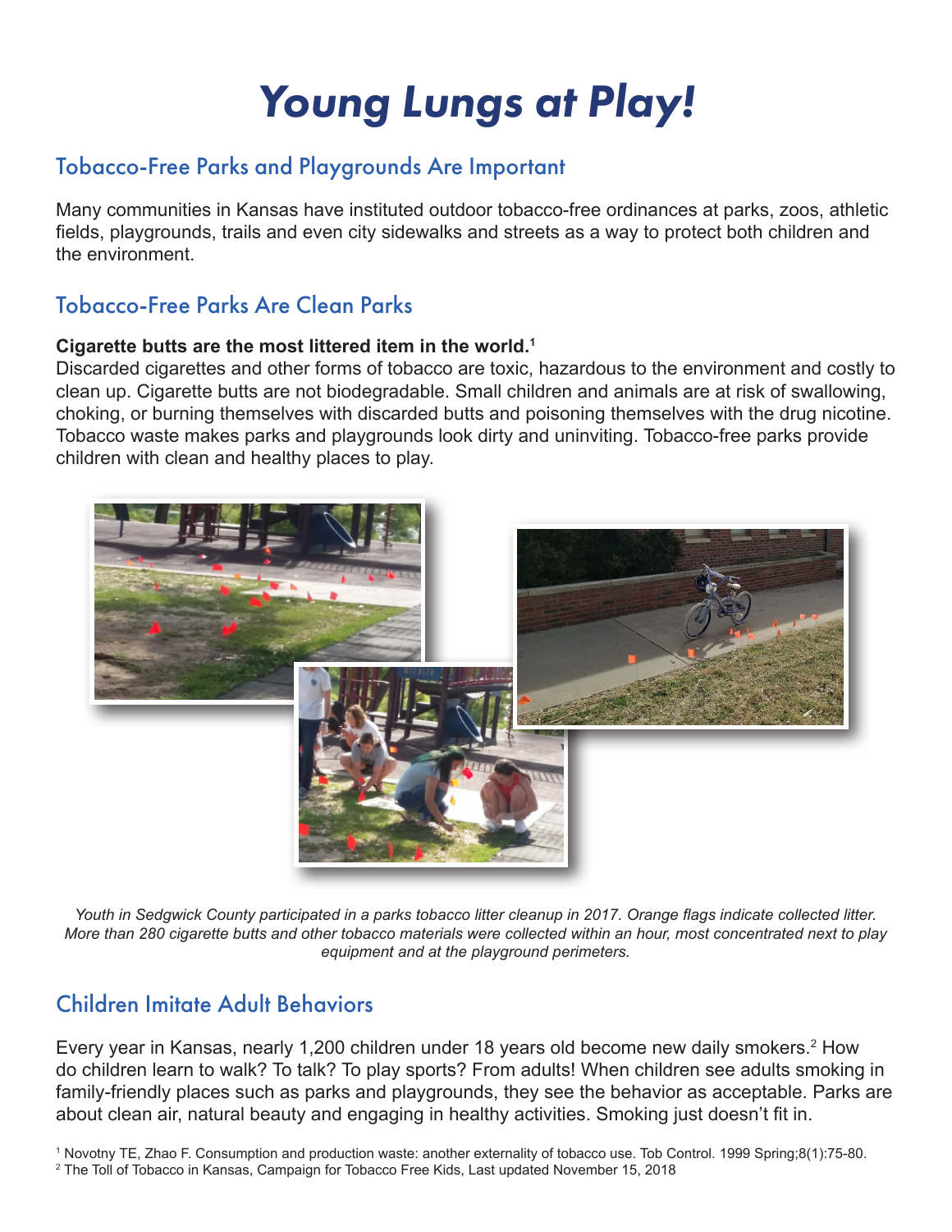# *Young Lungs at Play!*

## Tobacco-Free Parks and Playgrounds Are Important

Many communities in Kansas have instituted outdoor tobacco-free ordinances at parks, zoos, athletic fields, playgrounds, trails and even city sidewalks and streets as a way to protect both children and the environment.

## Tobacco-Free Parks Are Clean Parks

**Cigarette butts are the most littered item in the world.**[1]
Discarded cigarettes and other forms of tobacco are toxic, hazardous to the environment and costly to clean up. Cigarette butts are not biodegradable. Small children and animals are at risk of swallowing, choking, or burning themselves with discarded butts and poisoning themselves with the drug nicotine. Tobacco waste makes parks and playgrounds look dirty and uninviting. Tobacco-free parks provide children with clean and healthy places to play.

*Youth in Sedgwick County participated in a parks tobacco litter cleanup in 2017. Orange flags indicate collected litter. More than 280 cigarette butts and other tobacco materials were collected within an hour, most concentrated next to play equipment and at the playground perimeters.*

## Children Imitate Adult Behaviors

Every year in Kansas, nearly 1,200 children under 18 years old become new daily smokers.[2] How do children learn to walk? To talk? To play sports? From adults! When children see adults smoking in family-friendly places such as parks and playgrounds, they see the behavior as acceptable. Parks are about clean air, natural beauty and engaging in healthy activities. Smoking just doesn't fit in.

[1] Novotny TE, Zhao F. Consumption and production waste: another externality of tobacco use. Tob Control. 1999 Spring;8(1):75-80.
[2] The Toll of Tobacco in Kansas, Campaign for Tobacco Free Kids, Last updated November 15, 2018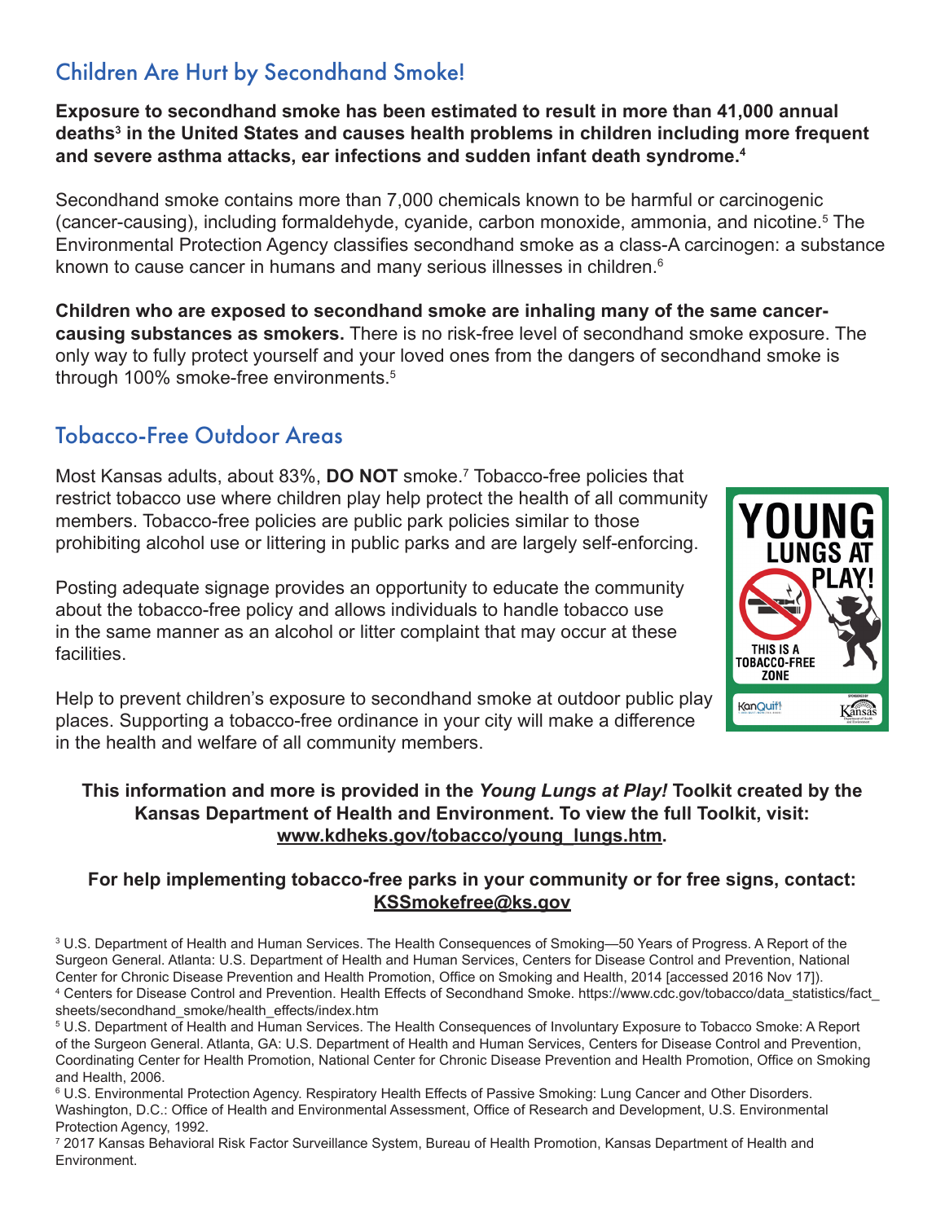## Children Are Hurt by Secondhand Smoke!

**Exposure to secondhand smoke has been estimated to result in more than 41,000 annual deaths[3] in the United States and causes health problems in children including more frequent and severe asthma attacks, ear infections and sudden infant death syndrome.[4]**

Secondhand smoke contains more than 7,000 chemicals known to be harmful or carcinogenic (cancer-causing), including formaldehyde, cyanide, carbon monoxide, ammonia, and nicotine.[5] The Environmental Protection Agency classifies secondhand smoke as a class-A carcinogen: a substance known to cause cancer in humans and many serious illnesses in children.[6]

**Children who are exposed to secondhand smoke are inhaling many of the same cancer-causing substances as smokers.** There is no risk-free level of secondhand smoke exposure. The only way to fully protect yourself and your loved ones from the dangers of secondhand smoke is through 100% smoke-free environments.[5]

## Tobacco-Free Outdoor Areas

Most Kansas adults, about 83%, **DO NOT** smoke.[7] Tobacco-free policies that restrict tobacco use where children play help protect the health of all community members. Tobacco-free policies are public park policies similar to those prohibiting alcohol use or littering in public parks and are largely self-enforcing.

Posting adequate signage provides an opportunity to educate the community about the tobacco-free policy and allows individuals to handle tobacco use in the same manner as an alcohol or litter complaint that may occur at these facilities.

YOUNG LUNGS AT PLAY!

THIS IS A TOBACCO-FREE ZONE

Help to prevent children's exposure to secondhand smoke at outdoor public play places. Supporting a tobacco-free ordinance in your city will make a difference in the health and welfare of all community members.

**This information and more is provided in the *Young Lungs at Play!* Toolkit created by the Kansas Department of Health and Environment. To view the full Toolkit, visit: www.kdheks.gov/tobacco/young_lungs.htm.**

**For help implementing tobacco-free parks in your community or for free signs, contact: KSSmokefree@ks.gov**

[3] U.S. Department of Health and Human Services. The Health Consequences of Smoking—50 Years of Progress. A Report of the Surgeon General. Atlanta: U.S. Department of Health and Human Services, Centers for Disease Control and Prevention, National Center for Chronic Disease Prevention and Health Promotion, Office on Smoking and Health, 2014 [accessed 2016 Nov 17]).

[4] Centers for Disease Control and Prevention. Health Effects of Secondhand Smoke. https://www.cdc.gov/tobacco/data_statistics/fact_sheets/secondhand_smoke/health_effects/index.htm

[5] U.S. Department of Health and Human Services. The Health Consequences of Involuntary Exposure to Tobacco Smoke: A Report of the Surgeon General. Atlanta, GA: U.S. Department of Health and Human Services, Centers for Disease Control and Prevention, Coordinating Center for Health Promotion, National Center for Chronic Disease Prevention and Health Promotion, Office on Smoking and Health, 2006.

[6] U.S. Environmental Protection Agency. Respiratory Health Effects of Passive Smoking: Lung Cancer and Other Disorders. Washington, D.C.: Office of Health and Environmental Assessment, Office of Research and Development, U.S. Environmental Protection Agency, 1992.

[7] 2017 Kansas Behavioral Risk Factor Surveillance System, Bureau of Health Promotion, Kansas Department of Health and Environment.